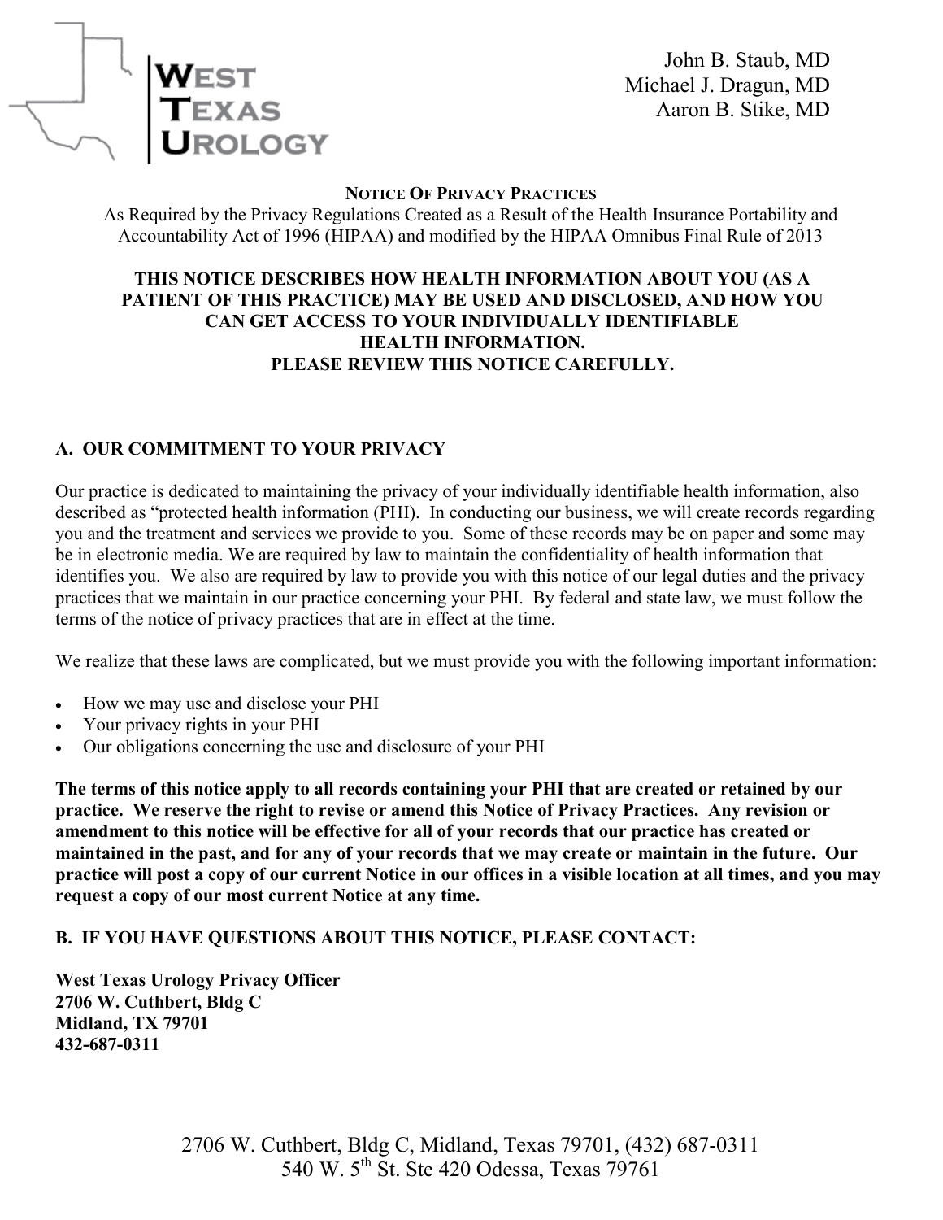**WEST TEXAS UROLOGY**

John B. Staub, MD
Michael J. Dragun, MD
Aaron B. Stike, MD

# NOTICE OF PRIVACY PRACTICES

As Required by the Privacy Regulations Created as a Result of the Health Insurance Portability and Accountability Act of 1996 (HIPAA) and modified by the HIPAA Omnibus Final Rule of 2013

**THIS NOTICE DESCRIBES HOW HEALTH INFORMATION ABOUT YOU (AS A PATIENT OF THIS PRACTICE) MAY BE USED AND DISCLOSED, AND HOW YOU CAN GET ACCESS TO YOUR INDIVIDUALLY IDENTIFIABLE HEALTH INFORMATION.
PLEASE REVIEW THIS NOTICE CAREFULLY.**

## A. OUR COMMITMENT TO YOUR PRIVACY

Our practice is dedicated to maintaining the privacy of your individually identifiable health information, also described as "protected health information (PHI). In conducting our business, we will create records regarding you and the treatment and services we provide to you. Some of these records may be on paper and some may be in electronic media. We are required by law to maintain the confidentiality of health information that identifies you. We also are required by law to provide you with this notice of our legal duties and the privacy practices that we maintain in our practice concerning your PHI. By federal and state law, we must follow the terms of the notice of privacy practices that are in effect at the time.

We realize that these laws are complicated, but we must provide you with the following important information:

- How we may use and disclose your PHI
- Your privacy rights in your PHI
- Our obligations concerning the use and disclosure of your PHI

**The terms of this notice apply to all records containing your PHI that are created or retained by our practice. We reserve the right to revise or amend this Notice of Privacy Practices. Any revision or amendment to this notice will be effective for all of your records that our practice has created or maintained in the past, and for any of your records that we may create or maintain in the future. Our practice will post a copy of our current Notice in our offices in a visible location at all times, and you may request a copy of our most current Notice at any time.**

## B. IF YOU HAVE QUESTIONS ABOUT THIS NOTICE, PLEASE CONTACT:

**West Texas Urology Privacy Officer
2706 W. Cuthbert, Bldg C
Midland, TX 79701
432-687-0311**

2706 W. Cuthbert, Bldg C, Midland, Texas 79701, (432) 687-0311
540 W. 5th St. Ste 420 Odessa, Texas 79761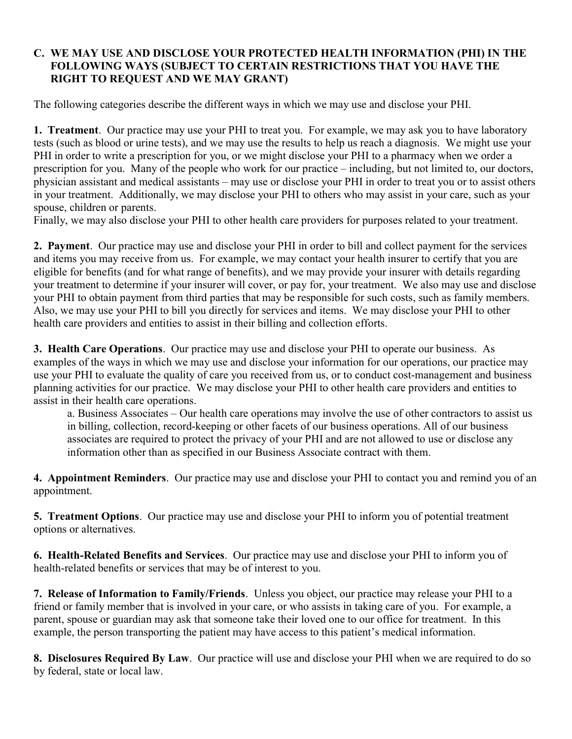## C. WE MAY USE AND DISCLOSE YOUR PROTECTED HEALTH INFORMATION (PHI) IN THE FOLLOWING WAYS (SUBJECT TO CERTAIN RESTRICTIONS THAT YOU HAVE THE RIGHT TO REQUEST AND WE MAY GRANT)

The following categories describe the different ways in which we may use and disclose your PHI.

**1. Treatment**. Our practice may use your PHI to treat you. For example, we may ask you to have laboratory tests (such as blood or urine tests), and we may use the results to help us reach a diagnosis. We might use your PHI in order to write a prescription for you, or we might disclose your PHI to a pharmacy when we order a prescription for you. Many of the people who work for our practice – including, but not limited to, our doctors, physician assistant and medical assistants – may use or disclose your PHI in order to treat you or to assist others in your treatment. Additionally, we may disclose your PHI to others who may assist in your care, such as your spouse, children or parents.
Finally, we may also disclose your PHI to other health care providers for purposes related to your treatment.

**2. Payment**. Our practice may use and disclose your PHI in order to bill and collect payment for the services and items you may receive from us. For example, we may contact your health insurer to certify that you are eligible for benefits (and for what range of benefits), and we may provide your insurer with details regarding your treatment to determine if your insurer will cover, or pay for, your treatment. We also may use and disclose your PHI to obtain payment from third parties that may be responsible for such costs, such as family members. Also, we may use your PHI to bill you directly for services and items. We may disclose your PHI to other health care providers and entities to assist in their billing and collection efforts.

**3. Health Care Operations**. Our practice may use and disclose your PHI to operate our business. As examples of the ways in which we may use and disclose your information for our operations, our practice may use your PHI to evaluate the quality of care you received from us, or to conduct cost-management and business planning activities for our practice. We may disclose your PHI to other health care providers and entities to assist in their health care operations.

a. Business Associates – Our health care operations may involve the use of other contractors to assist us in billing, collection, record-keeping or other facets of our business operations. All of our business associates are required to protect the privacy of your PHI and are not allowed to use or disclose any information other than as specified in our Business Associate contract with them.

**4. Appointment Reminders**. Our practice may use and disclose your PHI to contact you and remind you of an appointment.

**5. Treatment Options**. Our practice may use and disclose your PHI to inform you of potential treatment options or alternatives.

**6. Health-Related Benefits and Services**. Our practice may use and disclose your PHI to inform you of health-related benefits or services that may be of interest to you.

**7. Release of Information to Family/Friends**. Unless you object, our practice may release your PHI to a friend or family member that is involved in your care, or who assists in taking care of you. For example, a parent, spouse or guardian may ask that someone take their loved one to our office for treatment. In this example, the person transporting the patient may have access to this patient's medical information.

**8. Disclosures Required By Law**. Our practice will use and disclose your PHI when we are required to do so by federal, state or local law.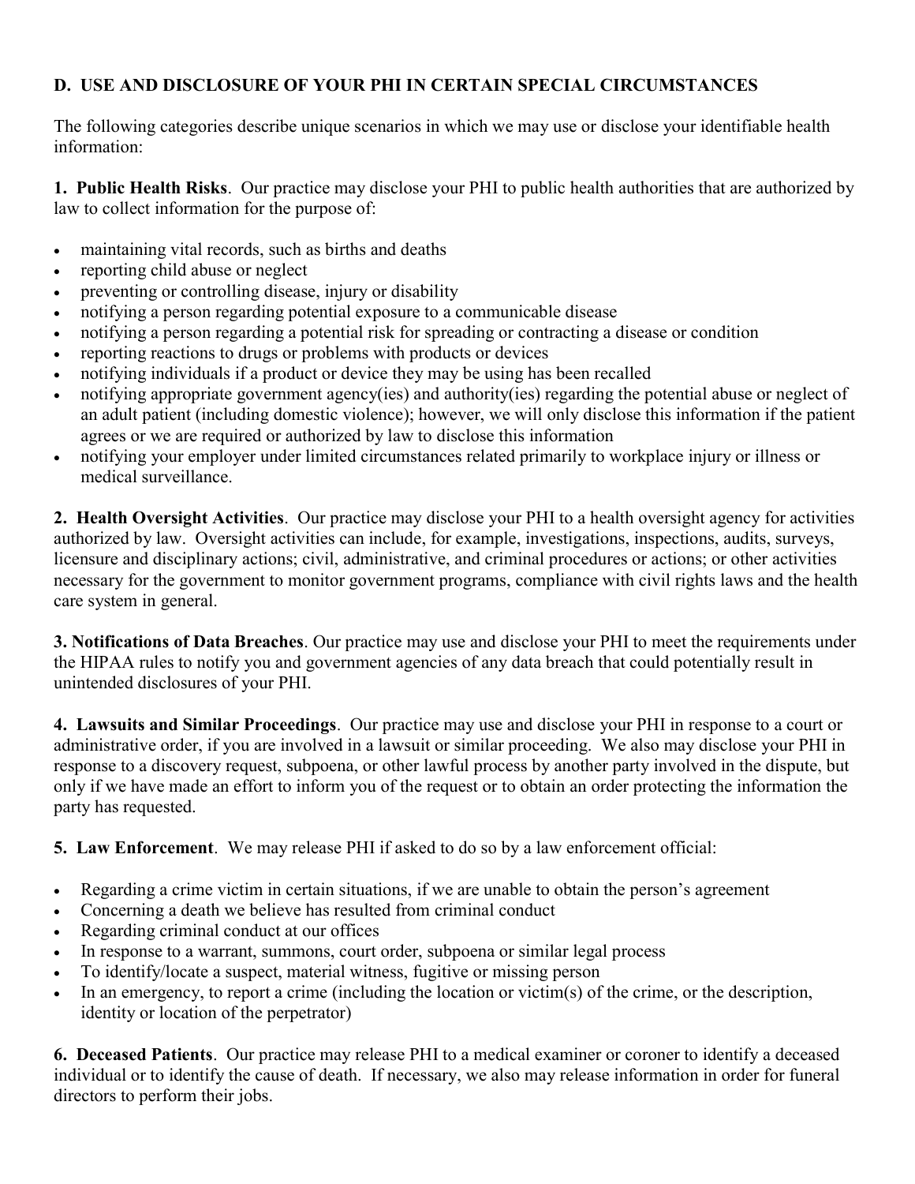## D. USE AND DISCLOSURE OF YOUR PHI IN CERTAIN SPECIAL CIRCUMSTANCES

The following categories describe unique scenarios in which we may use or disclose your identifiable health information:

**1. Public Health Risks**. Our practice may disclose your PHI to public health authorities that are authorized by law to collect information for the purpose of:

- maintaining vital records, such as births and deaths
- reporting child abuse or neglect
- preventing or controlling disease, injury or disability
- notifying a person regarding potential exposure to a communicable disease
- notifying a person regarding a potential risk for spreading or contracting a disease or condition
- reporting reactions to drugs or problems with products or devices
- notifying individuals if a product or device they may be using has been recalled
- notifying appropriate government agency(ies) and authority(ies) regarding the potential abuse or neglect of an adult patient (including domestic violence); however, we will only disclose this information if the patient agrees or we are required or authorized by law to disclose this information
- notifying your employer under limited circumstances related primarily to workplace injury or illness or medical surveillance.

**2. Health Oversight Activities**. Our practice may disclose your PHI to a health oversight agency for activities authorized by law. Oversight activities can include, for example, investigations, inspections, audits, surveys, licensure and disciplinary actions; civil, administrative, and criminal procedures or actions; or other activities necessary for the government to monitor government programs, compliance with civil rights laws and the health care system in general.

**3. Notifications of Data Breaches**. Our practice may use and disclose your PHI to meet the requirements under the HIPAA rules to notify you and government agencies of any data breach that could potentially result in unintended disclosures of your PHI.

**4. Lawsuits and Similar Proceedings**. Our practice may use and disclose your PHI in response to a court or administrative order, if you are involved in a lawsuit or similar proceeding. We also may disclose your PHI in response to a discovery request, subpoena, or other lawful process by another party involved in the dispute, but only if we have made an effort to inform you of the request or to obtain an order protecting the information the party has requested.

**5. Law Enforcement**. We may release PHI if asked to do so by a law enforcement official:

- Regarding a crime victim in certain situations, if we are unable to obtain the person's agreement
- Concerning a death we believe has resulted from criminal conduct
- Regarding criminal conduct at our offices
- In response to a warrant, summons, court order, subpoena or similar legal process
- To identify/locate a suspect, material witness, fugitive or missing person
- In an emergency, to report a crime (including the location or victim(s) of the crime, or the description, identity or location of the perpetrator)

**6. Deceased Patients**. Our practice may release PHI to a medical examiner or coroner to identify a deceased individual or to identify the cause of death. If necessary, we also may release information in order for funeral directors to perform their jobs.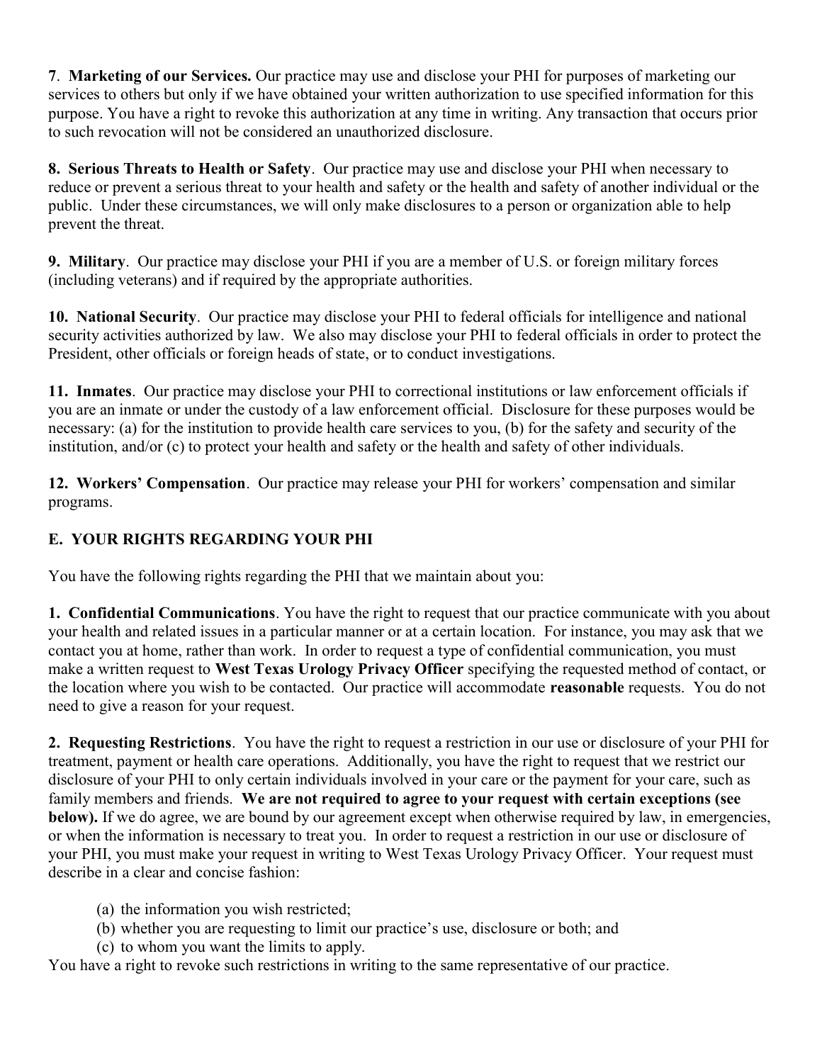**7**. **Marketing of our Services.** Our practice may use and disclose your PHI for purposes of marketing our services to others but only if we have obtained your written authorization to use specified information for this purpose. You have a right to revoke this authorization at any time in writing. Any transaction that occurs prior to such revocation will not be considered an unauthorized disclosure.

**8. Serious Threats to Health or Safety**. Our practice may use and disclose your PHI when necessary to reduce or prevent a serious threat to your health and safety or the health and safety of another individual or the public. Under these circumstances, we will only make disclosures to a person or organization able to help prevent the threat.

**9. Military**. Our practice may disclose your PHI if you are a member of U.S. or foreign military forces (including veterans) and if required by the appropriate authorities.

**10. National Security**. Our practice may disclose your PHI to federal officials for intelligence and national security activities authorized by law. We also may disclose your PHI to federal officials in order to protect the President, other officials or foreign heads of state, or to conduct investigations.

**11. Inmates**. Our practice may disclose your PHI to correctional institutions or law enforcement officials if you are an inmate or under the custody of a law enforcement official. Disclosure for these purposes would be necessary: (a) for the institution to provide health care services to you, (b) for the safety and security of the institution, and/or (c) to protect your health and safety or the health and safety of other individuals.

**12. Workers' Compensation**. Our practice may release your PHI for workers' compensation and similar programs.

## E. YOUR RIGHTS REGARDING YOUR PHI

You have the following rights regarding the PHI that we maintain about you:

**1. Confidential Communications**. You have the right to request that our practice communicate with you about your health and related issues in a particular manner or at a certain location. For instance, you may ask that we contact you at home, rather than work. In order to request a type of confidential communication, you must make a written request to **West Texas Urology Privacy Officer** specifying the requested method of contact, or the location where you wish to be contacted. Our practice will accommodate **reasonable** requests. You do not need to give a reason for your request.

**2. Requesting Restrictions**. You have the right to request a restriction in our use or disclosure of your PHI for treatment, payment or health care operations. Additionally, you have the right to request that we restrict our disclosure of your PHI to only certain individuals involved in your care or the payment for your care, such as family members and friends. **We are not required to agree to your request with certain exceptions (see below).** If we do agree, we are bound by our agreement except when otherwise required by law, in emergencies, or when the information is necessary to treat you. In order to request a restriction in our use or disclosure of your PHI, you must make your request in writing to West Texas Urology Privacy Officer. Your request must describe in a clear and concise fashion:

(a) the information you wish restricted;
(b) whether you are requesting to limit our practice's use, disclosure or both; and
(c) to whom you want the limits to apply.

You have a right to revoke such restrictions in writing to the same representative of our practice.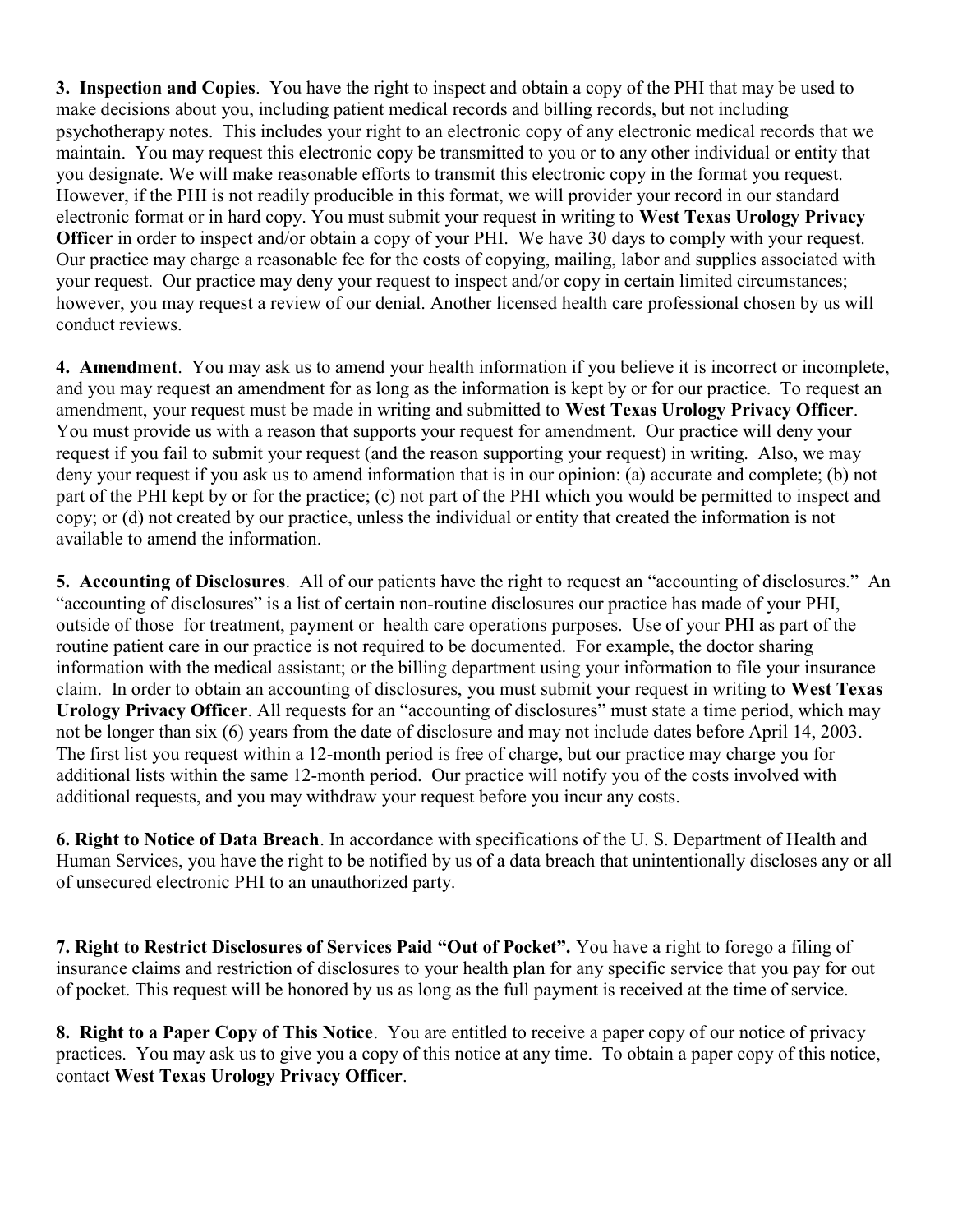**3. Inspection and Copies**. You have the right to inspect and obtain a copy of the PHI that may be used to make decisions about you, including patient medical records and billing records, but not including psychotherapy notes. This includes your right to an electronic copy of any electronic medical records that we maintain. You may request this electronic copy be transmitted to you or to any other individual or entity that you designate. We will make reasonable efforts to transmit this electronic copy in the format you request. However, if the PHI is not readily producible in this format, we will provider your record in our standard electronic format or in hard copy. You must submit your request in writing to **West Texas Urology Privacy Officer** in order to inspect and/or obtain a copy of your PHI. We have 30 days to comply with your request. Our practice may charge a reasonable fee for the costs of copying, mailing, labor and supplies associated with your request. Our practice may deny your request to inspect and/or copy in certain limited circumstances; however, you may request a review of our denial. Another licensed health care professional chosen by us will conduct reviews.

**4. Amendment**. You may ask us to amend your health information if you believe it is incorrect or incomplete, and you may request an amendment for as long as the information is kept by or for our practice. To request an amendment, your request must be made in writing and submitted to **West Texas Urology Privacy Officer**. You must provide us with a reason that supports your request for amendment. Our practice will deny your request if you fail to submit your request (and the reason supporting your request) in writing. Also, we may deny your request if you ask us to amend information that is in our opinion: (a) accurate and complete; (b) not part of the PHI kept by or for the practice; (c) not part of the PHI which you would be permitted to inspect and copy; or (d) not created by our practice, unless the individual or entity that created the information is not available to amend the information.

**5. Accounting of Disclosures**. All of our patients have the right to request an "accounting of disclosures." An "accounting of disclosures" is a list of certain non-routine disclosures our practice has made of your PHI, outside of those for treatment, payment or health care operations purposes. Use of your PHI as part of the routine patient care in our practice is not required to be documented. For example, the doctor sharing information with the medical assistant; or the billing department using your information to file your insurance claim. In order to obtain an accounting of disclosures, you must submit your request in writing to **West Texas Urology Privacy Officer**. All requests for an "accounting of disclosures" must state a time period, which may not be longer than six (6) years from the date of disclosure and may not include dates before April 14, 2003. The first list you request within a 12-month period is free of charge, but our practice may charge you for additional lists within the same 12-month period. Our practice will notify you of the costs involved with additional requests, and you may withdraw your request before you incur any costs.

**6. Right to Notice of Data Breach**. In accordance with specifications of the U. S. Department of Health and Human Services, you have the right to be notified by us of a data breach that unintentionally discloses any or all of unsecured electronic PHI to an unauthorized party.

**7. Right to Restrict Disclosures of Services Paid "Out of Pocket".** You have a right to forego a filing of insurance claims and restriction of disclosures to your health plan for any specific service that you pay for out of pocket. This request will be honored by us as long as the full payment is received at the time of service.

**8. Right to a Paper Copy of This Notice**. You are entitled to receive a paper copy of our notice of privacy practices. You may ask us to give you a copy of this notice at any time. To obtain a paper copy of this notice, contact **West Texas Urology Privacy Officer**.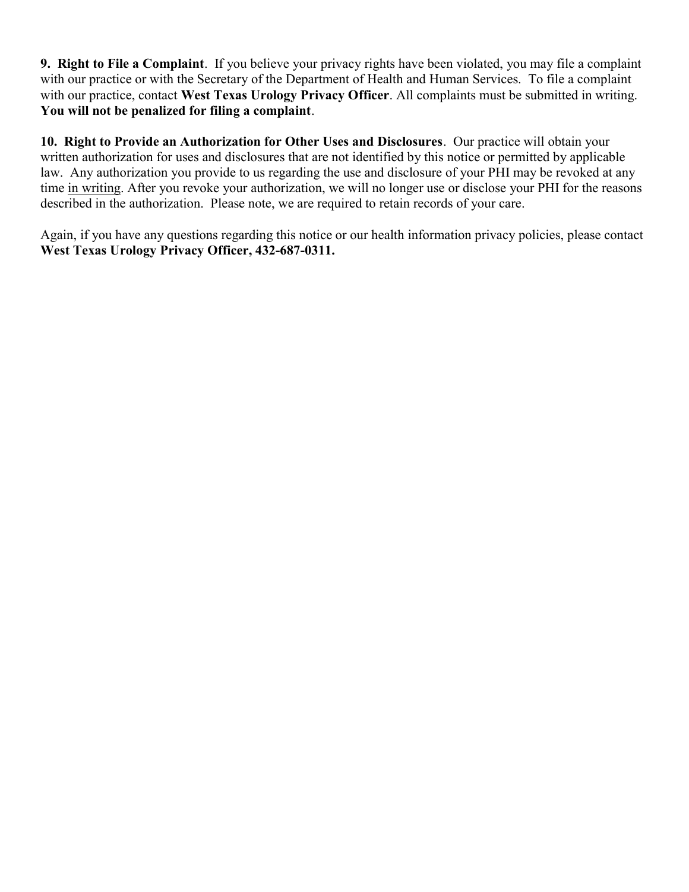**9. Right to File a Complaint**. If you believe your privacy rights have been violated, you may file a complaint with our practice or with the Secretary of the Department of Health and Human Services. To file a complaint with our practice, contact **West Texas Urology Privacy Officer**. All complaints must be submitted in writing. **You will not be penalized for filing a complaint**.

**10. Right to Provide an Authorization for Other Uses and Disclosures**. Our practice will obtain your written authorization for uses and disclosures that are not identified by this notice or permitted by applicable law. Any authorization you provide to us regarding the use and disclosure of your PHI may be revoked at any time in writing. After you revoke your authorization, we will no longer use or disclose your PHI for the reasons described in the authorization. Please note, we are required to retain records of your care.

Again, if you have any questions regarding this notice or our health information privacy policies, please contact **West Texas Urology Privacy Officer, 432-687-0311.**